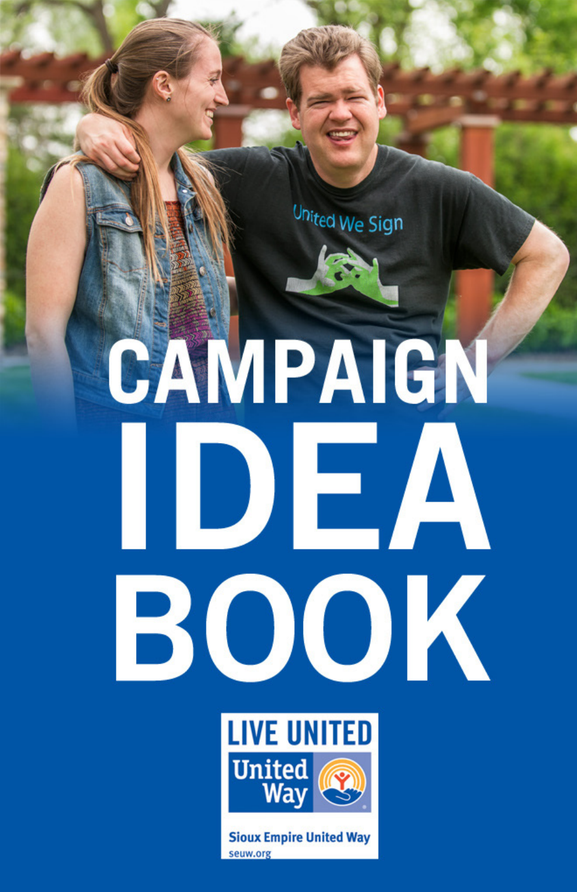# CAMPAIGN IDEA BOOK

LIVE UNITED

United Way

Sioux Empire United Way

seuw.org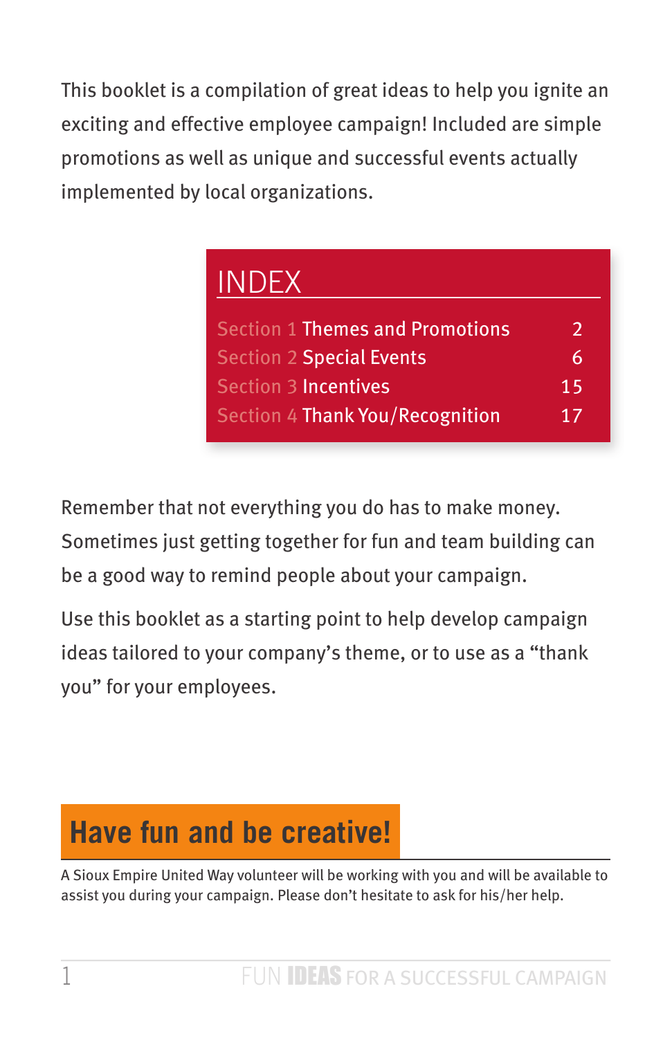This booklet is a compilation of great ideas to help you ignite an exciting and effective employee campaign! Included are simple promotions as well as unique and successful events actually implemented by local organizations.

## INDEX

| | | |
|---|---|---|
| Section 1 | Themes and Promotions | 2 |
| Section 2 | Special Events | 6 |
| Section 3 | Incentives | 15 |
| Section 4 | Thank You/Recognition | 17 |

Remember that not everything you do has to make money. Sometimes just getting together for fun and team building can be a good way to remind people about your campaign.

Use this booklet as a starting point to help develop campaign ideas tailored to your company's theme, or to use as a "thank you" for your employees.

## Have fun and be creative!

A Sioux Empire United Way volunteer will be working with you and will be available to assist you during your campaign. Please don't hesitate to ask for his/her help.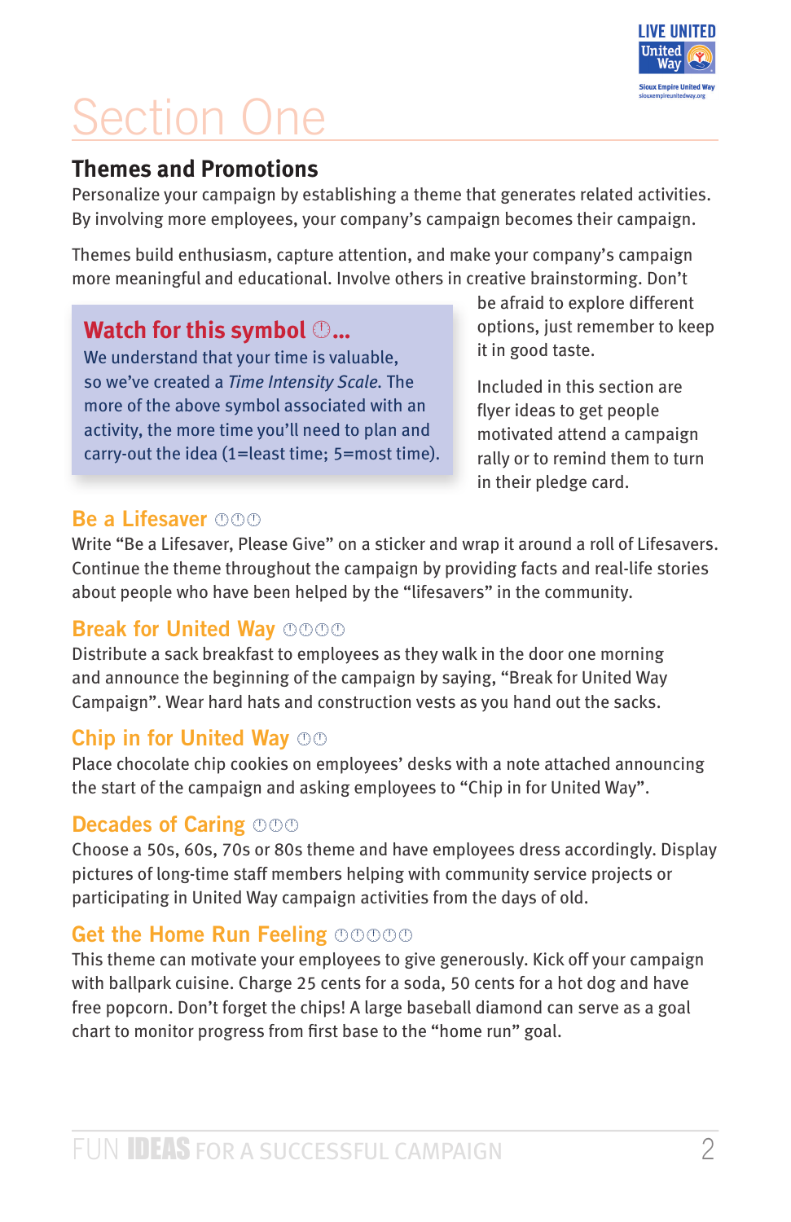# Section One

## Themes and Promotions

Personalize your campaign by establishing a theme that generates related activities. By involving more employees, your company's campaign becomes their campaign.

Themes build enthusiasm, capture attention, and make your company's campaign more meaningful and educational. Involve others in creative brainstorming. Don't be afraid to explore different options, just remember to keep it in good taste.

Included in this section are flyer ideas to get people motivated attend a campaign rally or to remind them to turn in their pledge card.

> **Watch for this symbol ⏱...**
>
> We understand that your time is valuable, so we've created a *Time Intensity Scale*. The more of the above symbol associated with an activity, the more time you'll need to plan and carry-out the idea (1=least time; 5=most time).

### Be a Lifesaver ⏱⏱⏱

Write "Be a Lifesaver, Please Give" on a sticker and wrap it around a roll of Lifesavers. Continue the theme throughout the campaign by providing facts and real-life stories about people who have been helped by the "lifesavers" in the community.

### Break for United Way ⏱⏱⏱⏱

Distribute a sack breakfast to employees as they walk in the door one morning and announce the beginning of the campaign by saying, "Break for United Way Campaign". Wear hard hats and construction vests as you hand out the sacks.

### Chip in for United Way ⏱⏱

Place chocolate chip cookies on employees' desks with a note attached announcing the start of the campaign and asking employees to "Chip in for United Way".

### Decades of Caring ⏱⏱⏱

Choose a 50s, 60s, 70s or 80s theme and have employees dress accordingly. Display pictures of long-time staff members helping with community service projects or participating in United Way campaign activities from the days of old.

### Get the Home Run Feeling ⏱⏱⏱⏱⏱

This theme can motivate your employees to give generously. Kick off your campaign with ballpark cuisine. Charge 25 cents for a soda, 50 cents for a hot dog and have free popcorn. Don't forget the chips! A large baseball diamond can serve as a goal chart to monitor progress from first base to the "home run" goal.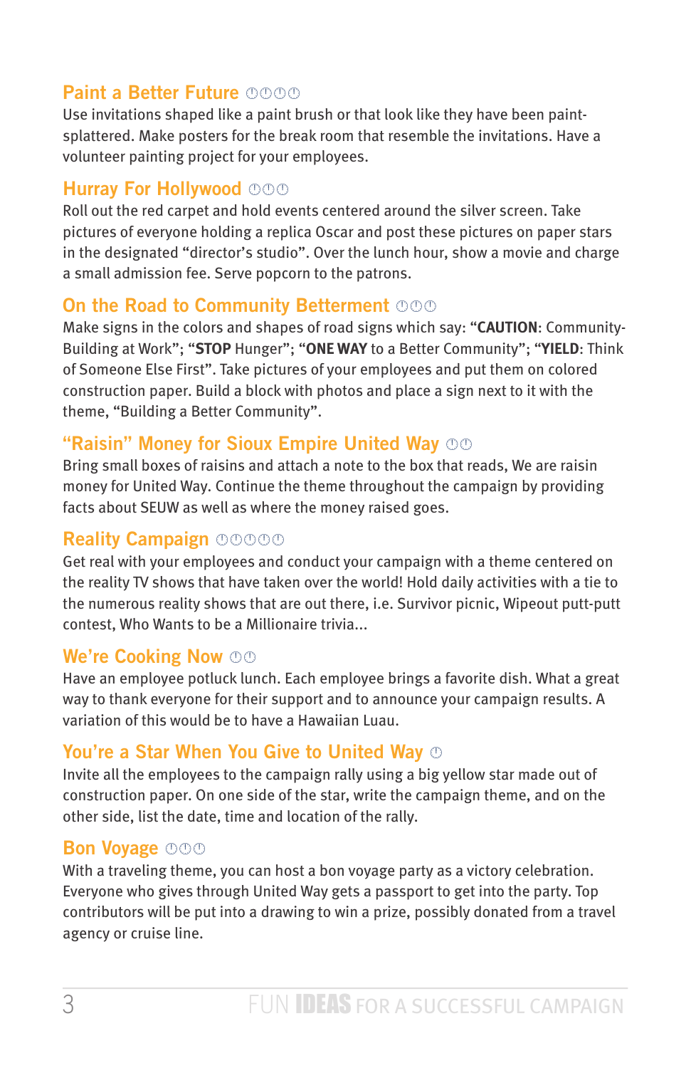## Paint a Better Future ⏲⏲⏲⏲

Use invitations shaped like a paint brush or that look like they have been paint-splattered. Make posters for the break room that resemble the invitations. Have a volunteer painting project for your employees.

## Hurray For Hollywood ⏲⏲⏲

Roll out the red carpet and hold events centered around the silver screen. Take pictures of everyone holding a replica Oscar and post these pictures on paper stars in the designated "director's studio". Over the lunch hour, show a movie and charge a small admission fee. Serve popcorn to the patrons.

## On the Road to Community Betterment ⏲⏲⏲

Make signs in the colors and shapes of road signs which say: "**CAUTION**: Community-Building at Work"; "**STOP** Hunger"; "**ONE WAY** to a Better Community"; "**YIELD**: Think of Someone Else First". Take pictures of your employees and put them on colored construction paper. Build a block with photos and place a sign next to it with the theme, "Building a Better Community".

## "Raisin" Money for Sioux Empire United Way ⏲⏲

Bring small boxes of raisins and attach a note to the box that reads, We are raisin money for United Way. Continue the theme throughout the campaign by providing facts about SEUW as well as where the money raised goes.

## Reality Campaign ⏲⏲⏲⏲⏲

Get real with your employees and conduct your campaign with a theme centered on the reality TV shows that have taken over the world! Hold daily activities with a tie to the numerous reality shows that are out there, i.e. Survivor picnic, Wipeout putt-putt contest, Who Wants to be a Millionaire trivia...

## We're Cooking Now ⏲⏲

Have an employee potluck lunch. Each employee brings a favorite dish. What a great way to thank everyone for their support and to announce your campaign results. A variation of this would be to have a Hawaiian Luau.

## You're a Star When You Give to United Way ⏲

Invite all the employees to the campaign rally using a big yellow star made out of construction paper. On one side of the star, write the campaign theme, and on the other side, list the date, time and location of the rally.

## Bon Voyage ⏲⏲⏲

With a traveling theme, you can host a bon voyage party as a victory celebration. Everyone who gives through United Way gets a passport to get into the party. Top contributors will be put into a drawing to win a prize, possibly donated from a travel agency or cruise line.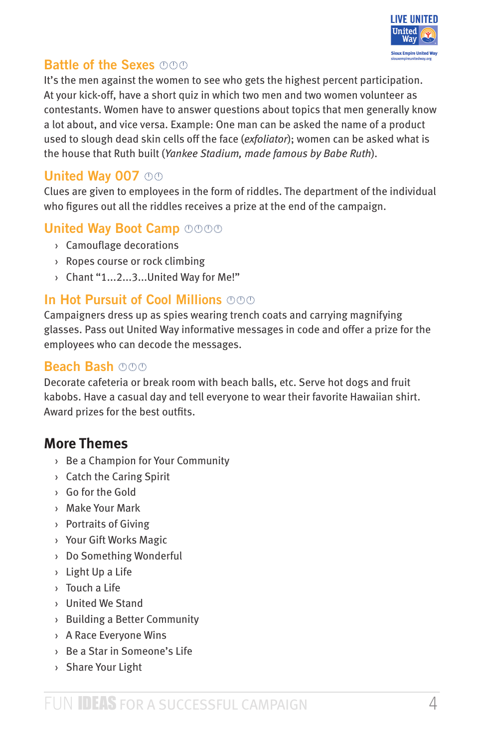## Battle of the Sexes ⏱⏱⏱

It's the men against the women to see who gets the highest percent participation. At your kick-off, have a short quiz in which two men and two women volunteer as contestants. Women have to answer questions about topics that men generally know a lot about, and vice versa. Example: One man can be asked the name of a product used to slough dead skin cells off the face (*exfoliator*); women can be asked what is the house that Ruth built (*Yankee Stadium, made famous by Babe Ruth*).

## United Way 007 ⏱⏱

Clues are given to employees in the form of riddles. The department of the individual who figures out all the riddles receives a prize at the end of the campaign.

## United Way Boot Camp ⏱⏱⏱⏱

- Camouflage decorations
- Ropes course or rock climbing
- Chant "1...2...3...United Way for Me!"

## In Hot Pursuit of Cool Millions ⏱⏱⏱

Campaigners dress up as spies wearing trench coats and carrying magnifying glasses. Pass out United Way informative messages in code and offer a prize for the employees who can decode the messages.

## Beach Bash ⏱⏱⏱

Decorate cafeteria or break room with beach balls, etc. Serve hot dogs and fruit kabobs. Have a casual day and tell everyone to wear their favorite Hawaiian shirt. Award prizes for the best outfits.

## More Themes

- Be a Champion for Your Community
- Catch the Caring Spirit
- Go for the Gold
- Make Your Mark
- Portraits of Giving
- Your Gift Works Magic
- Do Something Wonderful
- Light Up a Life
- Touch a Life
- United We Stand
- Building a Better Community
- A Race Everyone Wins
- Be a Star in Someone's Life
- Share Your Light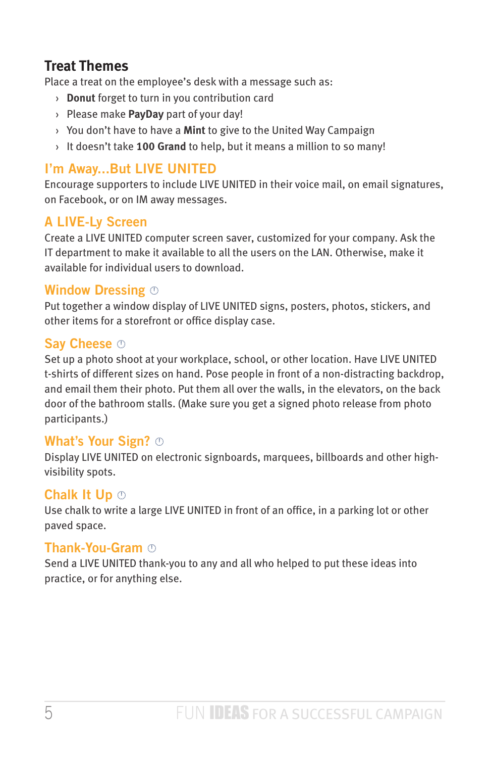## Treat Themes

Place a treat on the employee's desk with a message such as:

- **Donut** forget to turn in you contribution card
- Please make **PayDay** part of your day!
- You don't have to have a **Mint** to give to the United Way Campaign
- It doesn't take **100 Grand** to help, but it means a million to so many!

## I'm Away...But LIVE UNITED

Encourage supporters to include LIVE UNITED in their voice mail, on email signatures, on Facebook, or on IM away messages.

## A LIVE-Ly Screen

Create a LIVE UNITED computer screen saver, customized for your company. Ask the IT department to make it available to all the users on the LAN. Otherwise, make it available for individual users to download.

## Window Dressing ⏱

Put together a window display of LIVE UNITED signs, posters, photos, stickers, and other items for a storefront or office display case.

## Say Cheese ⏱

Set up a photo shoot at your workplace, school, or other location. Have LIVE UNITED t-shirts of different sizes on hand. Pose people in front of a non-distracting backdrop, and email them their photo. Put them all over the walls, in the elevators, on the back door of the bathroom stalls. (Make sure you get a signed photo release from photo participants.)

## What's Your Sign? ⏱

Display LIVE UNITED on electronic signboards, marquees, billboards and other high-visibility spots.

## Chalk It Up ⏱

Use chalk to write a large LIVE UNITED in front of an office, in a parking lot or other paved space.

## Thank-You-Gram ⏱

Send a LIVE UNITED thank-you to any and all who helped to put these ideas into practice, or for anything else.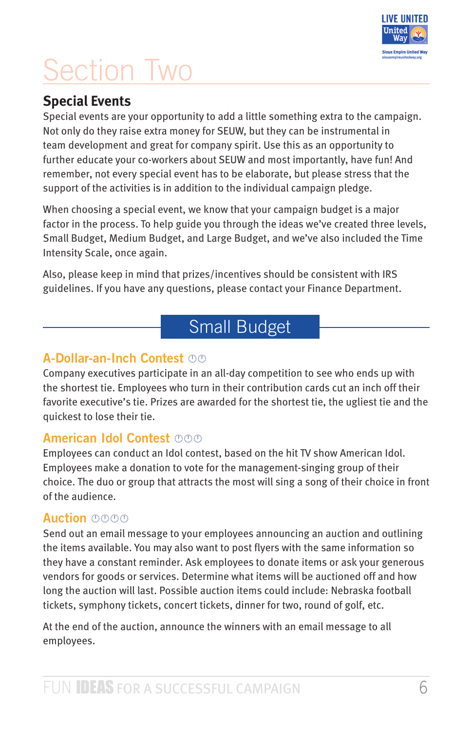# Section Two

## Special Events

Special events are your opportunity to add a little something extra to the campaign. Not only do they raise extra money for SEUW, but they can be instrumental in team development and great for company spirit. Use this as an opportunity to further educate your co-workers about SEUW and most importantly, have fun! And remember, not every special event has to be elaborate, but please stress that the support of the activities is in addition to the individual campaign pledge.

When choosing a special event, we know that your campaign budget is a major factor in the process. To help guide you through the ideas we've created three levels, Small Budget, Medium Budget, and Large Budget, and we've also included the Time Intensity Scale, once again.

Also, please keep in mind that prizes/incentives should be consistent with IRS guidelines. If you have any questions, please contact your Finance Department.

## Small Budget

### A-Dollar-an-Inch Contest ⏱⏱

Company executives participate in an all-day competition to see who ends up with the shortest tie. Employees who turn in their contribution cards cut an inch off their favorite executive's tie. Prizes are awarded for the shortest tie, the ugliest tie and the quickest to lose their tie.

### American Idol Contest ⏱⏱⏱

Employees can conduct an Idol contest, based on the hit TV show American Idol. Employees make a donation to vote for the management-singing group of their choice. The duo or group that attracts the most will sing a song of their choice in front of the audience.

### Auction ⏱⏱⏱⏱

Send out an email message to your employees announcing an auction and outlining the items available. You may also want to post flyers with the same information so they have a constant reminder. Ask employees to donate items or ask your generous vendors for goods or services. Determine what items will be auctioned off and how long the auction will last. Possible auction items could include: Nebraska football tickets, symphony tickets, concert tickets, dinner for two, round of golf, etc.

At the end of the auction, announce the winners with an email message to all employees.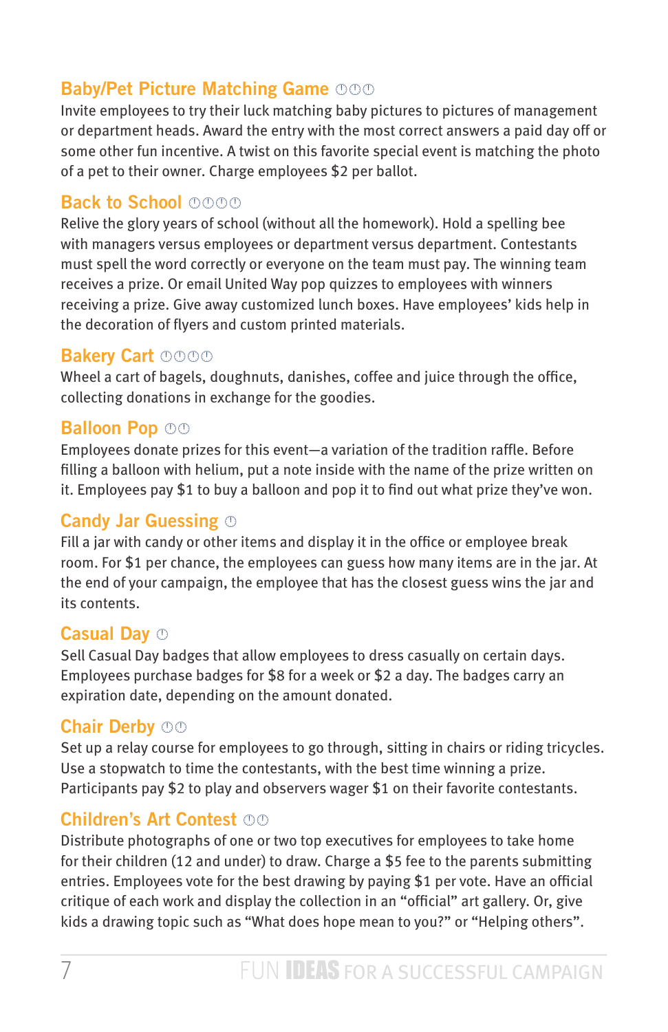## Baby/Pet Picture Matching Game ⏱⏱⏱

Invite employees to try their luck matching baby pictures to pictures of management or department heads. Award the entry with the most correct answers a paid day off or some other fun incentive. A twist on this favorite special event is matching the photo of a pet to their owner. Charge employees $2 per ballot.

## Back to School ⏱⏱⏱⏱

Relive the glory years of school (without all the homework). Hold a spelling bee with managers versus employees or department versus department. Contestants must spell the word correctly or everyone on the team must pay. The winning team receives a prize. Or email United Way pop quizzes to employees with winners receiving a prize. Give away customized lunch boxes. Have employees' kids help in the decoration of flyers and custom printed materials.

## Bakery Cart ⏱⏱⏱⏱

Wheel a cart of bagels, doughnuts, danishes, coffee and juice through the office, collecting donations in exchange for the goodies.

## Balloon Pop ⏱⏱

Employees donate prizes for this event—a variation of the tradition raffle. Before filling a balloon with helium, put a note inside with the name of the prize written on it. Employees pay $1 to buy a balloon and pop it to find out what prize they've won.

## Candy Jar Guessing ⏱

Fill a jar with candy or other items and display it in the office or employee break room. For $1 per chance, the employees can guess how many items are in the jar. At the end of your campaign, the employee that has the closest guess wins the jar and its contents.

## Casual Day ⏱

Sell Casual Day badges that allow employees to dress casually on certain days. Employees purchase badges for $8 for a week or $2 a day. The badges carry an expiration date, depending on the amount donated.

## Chair Derby ⏱⏱

Set up a relay course for employees to go through, sitting in chairs or riding tricycles. Use a stopwatch to time the contestants, with the best time winning a prize. Participants pay $2 to play and observers wager $1 on their favorite contestants.

## Children's Art Contest ⏱⏱

Distribute photographs of one or two top executives for employees to take home for their children (12 and under) to draw. Charge a $5 fee to the parents submitting entries. Employees vote for the best drawing by paying $1 per vote. Have an official critique of each work and display the collection in an "official" art gallery. Or, give kids a drawing topic such as "What does hope mean to you?" or "Helping others".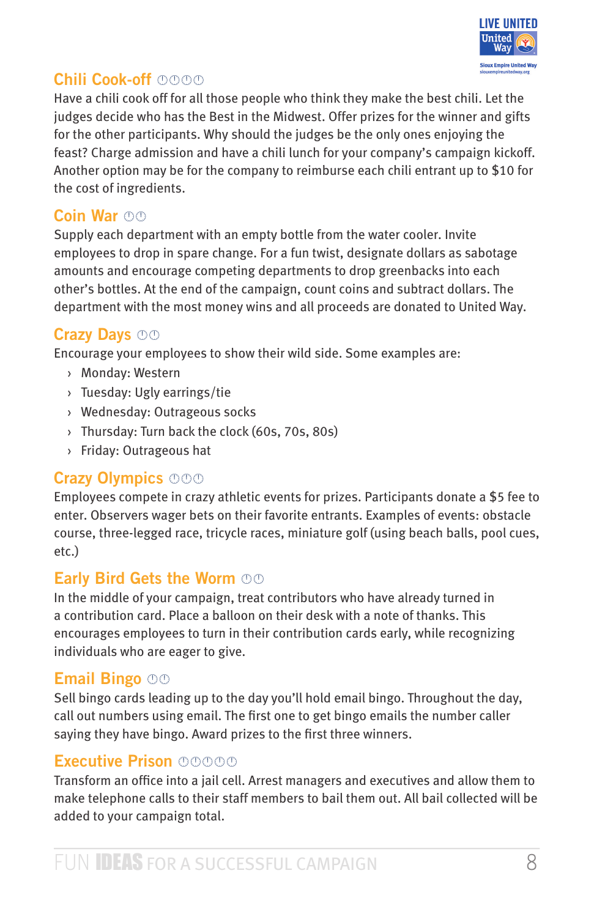## Chili Cook-off ⏱⏱⏱⏱

Have a chili cook off for all those people who think they make the best chili. Let the judges decide who has the Best in the Midwest. Offer prizes for the winner and gifts for the other participants. Why should the judges be the only ones enjoying the feast? Charge admission and have a chili lunch for your company's campaign kickoff. Another option may be for the company to reimburse each chili entrant up to $10 for the cost of ingredients.

## Coin War ⏱⏱

Supply each department with an empty bottle from the water cooler. Invite employees to drop in spare change. For a fun twist, designate dollars as sabotage amounts and encourage competing departments to drop greenbacks into each other's bottles. At the end of the campaign, count coins and subtract dollars. The department with the most money wins and all proceeds are donated to United Way.

## Crazy Days ⏱⏱

Encourage your employees to show their wild side. Some examples are:

- Monday: Western
- Tuesday: Ugly earrings/tie
- Wednesday: Outrageous socks
- Thursday: Turn back the clock (60s, 70s, 80s)
- Friday: Outrageous hat

## Crazy Olympics ⏱⏱⏱

Employees compete in crazy athletic events for prizes. Participants donate a $5 fee to enter. Observers wager bets on their favorite entrants. Examples of events: obstacle course, three-legged race, tricycle races, miniature golf (using beach balls, pool cues, etc.)

## Early Bird Gets the Worm ⏱⏱

In the middle of your campaign, treat contributors who have already turned in a contribution card. Place a balloon on their desk with a note of thanks. This encourages employees to turn in their contribution cards early, while recognizing individuals who are eager to give.

## Email Bingo ⏱⏱

Sell bingo cards leading up to the day you'll hold email bingo. Throughout the day, call out numbers using email. The first one to get bingo emails the number caller saying they have bingo. Award prizes to the first three winners.

## Executive Prison ⏱⏱⏱⏱⏱

Transform an office into a jail cell. Arrest managers and executives and allow them to make telephone calls to their staff members to bail them out. All bail collected will be added to your campaign total.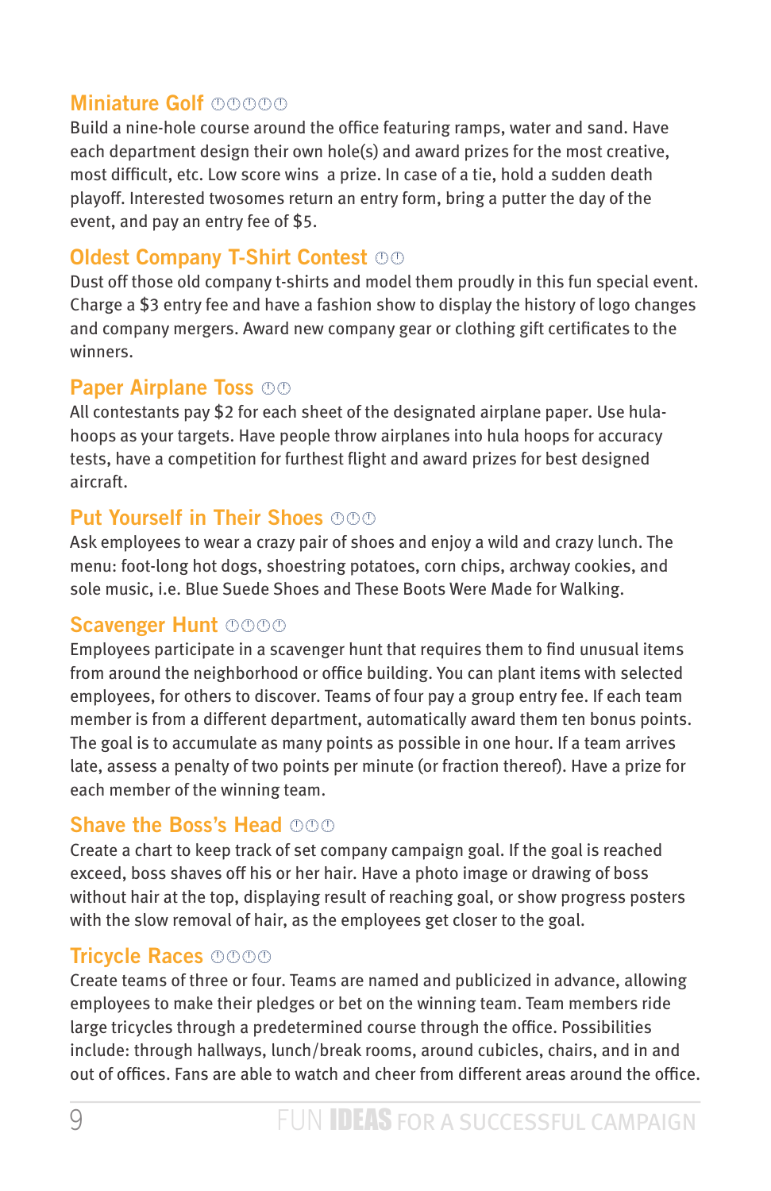## Miniature Golf ⏱⏱⏱⏱⏱

Build a nine-hole course around the office featuring ramps, water and sand. Have each department design their own hole(s) and award prizes for the most creative, most difficult, etc. Low score wins  a prize. In case of a tie, hold a sudden death playoff. Interested twosomes return an entry form, bring a putter the day of the event, and pay an entry fee of $5.

## Oldest Company T-Shirt Contest ⏱⏱

Dust off those old company t-shirts and model them proudly in this fun special event. Charge a $3 entry fee and have a fashion show to display the history of logo changes and company mergers. Award new company gear or clothing gift certificates to the winners.

## Paper Airplane Toss ⏱⏱

All contestants pay $2 for each sheet of the designated airplane paper. Use hula-hoops as your targets. Have people throw airplanes into hula hoops for accuracy tests, have a competition for furthest flight and award prizes for best designed aircraft.

## Put Yourself in Their Shoes ⏱⏱⏱

Ask employees to wear a crazy pair of shoes and enjoy a wild and crazy lunch. The menu: foot-long hot dogs, shoestring potatoes, corn chips, archway cookies, and sole music, i.e. Blue Suede Shoes and These Boots Were Made for Walking.

## Scavenger Hunt ⏱⏱⏱⏱

Employees participate in a scavenger hunt that requires them to find unusual items from around the neighborhood or office building. You can plant items with selected employees, for others to discover. Teams of four pay a group entry fee. If each team member is from a different department, automatically award them ten bonus points. The goal is to accumulate as many points as possible in one hour. If a team arrives late, assess a penalty of two points per minute (or fraction thereof). Have a prize for each member of the winning team.

## Shave the Boss's Head ⏱⏱⏱

Create a chart to keep track of set company campaign goal. If the goal is reached exceed, boss shaves off his or her hair. Have a photo image or drawing of boss without hair at the top, displaying result of reaching goal, or show progress posters with the slow removal of hair, as the employees get closer to the goal.

## Tricycle Races ⏱⏱⏱⏱

Create teams of three or four. Teams are named and publicized in advance, allowing employees to make their pledges or bet on the winning team. Team members ride large tricycles through a predetermined course through the office. Possibilities include: through hallways, lunch/break rooms, around cubicles, chairs, and in and out of offices. Fans are able to watch and cheer from different areas around the office.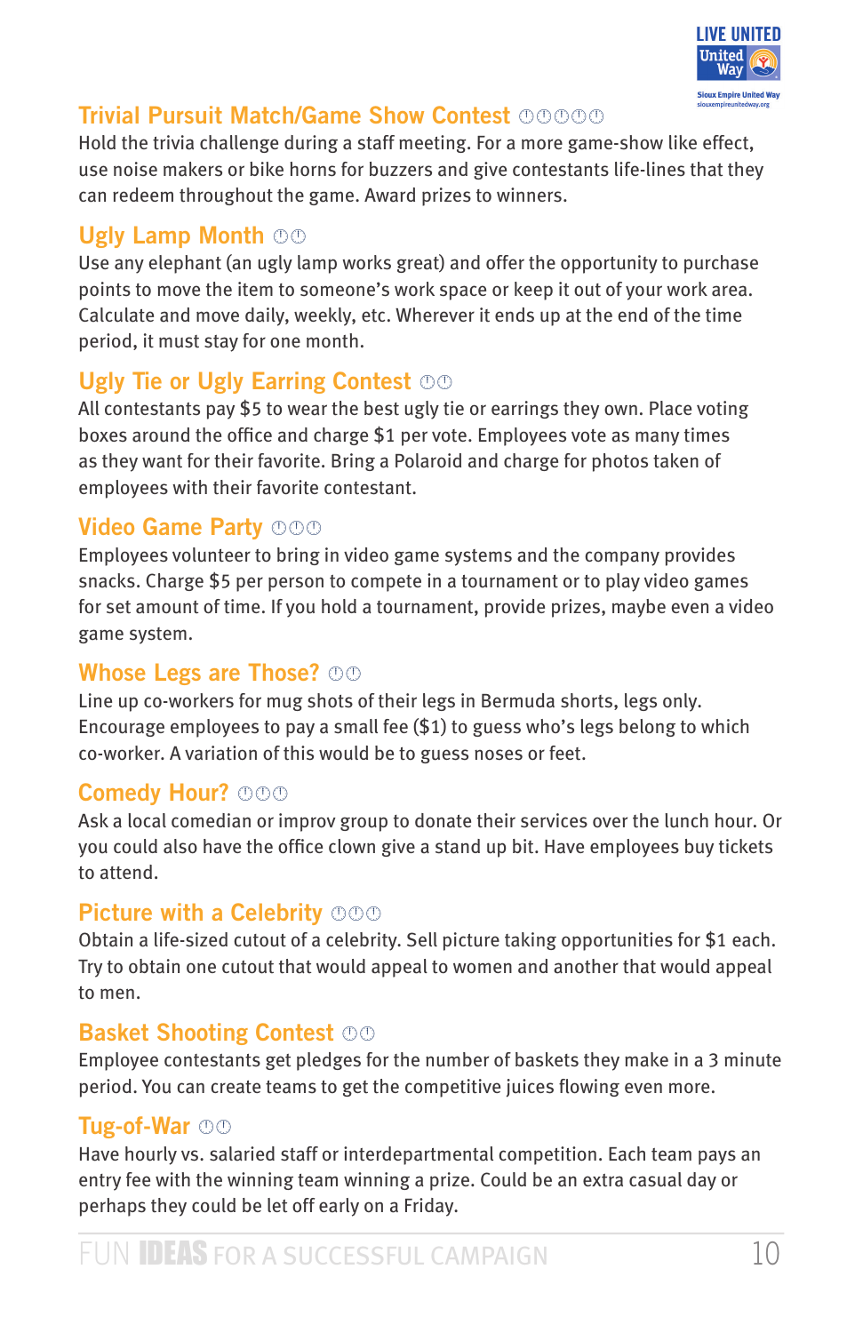## Trivial Pursuit Match/Game Show Contest ⏱⏱⏱⏱⏱

Hold the trivia challenge during a staff meeting. For a more game-show like effect, use noise makers or bike horns for buzzers and give contestants life-lines that they can redeem throughout the game. Award prizes to winners.

## Ugly Lamp Month ⏱⏱

Use any elephant (an ugly lamp works great) and offer the opportunity to purchase points to move the item to someone's work space or keep it out of your work area. Calculate and move daily, weekly, etc. Wherever it ends up at the end of the time period, it must stay for one month.

## Ugly Tie or Ugly Earring Contest ⏱⏱

All contestants pay $5 to wear the best ugly tie or earrings they own. Place voting boxes around the office and charge $1 per vote. Employees vote as many times as they want for their favorite. Bring a Polaroid and charge for photos taken of employees with their favorite contestant.

## Video Game Party ⏱⏱⏱

Employees volunteer to bring in video game systems and the company provides snacks. Charge $5 per person to compete in a tournament or to play video games for set amount of time. If you hold a tournament, provide prizes, maybe even a video game system.

## Whose Legs are Those? ⏱⏱

Line up co-workers for mug shots of their legs in Bermuda shorts, legs only. Encourage employees to pay a small fee ($1) to guess who's legs belong to which co-worker. A variation of this would be to guess noses or feet.

## Comedy Hour? ⏱⏱⏱

Ask a local comedian or improv group to donate their services over the lunch hour. Or you could also have the office clown give a stand up bit. Have employees buy tickets to attend.

## Picture with a Celebrity ⏱⏱⏱

Obtain a life-sized cutout of a celebrity. Sell picture taking opportunities for $1 each. Try to obtain one cutout that would appeal to women and another that would appeal to men.

## Basket Shooting Contest ⏱⏱

Employee contestants get pledges for the number of baskets they make in a 3 minute period. You can create teams to get the competitive juices flowing even more.

## Tug-of-War ⏱⏱

Have hourly vs. salaried staff or interdepartmental competition. Each team pays an entry fee with the winning team winning a prize. Could be an extra casual day or perhaps they could be let off early on a Friday.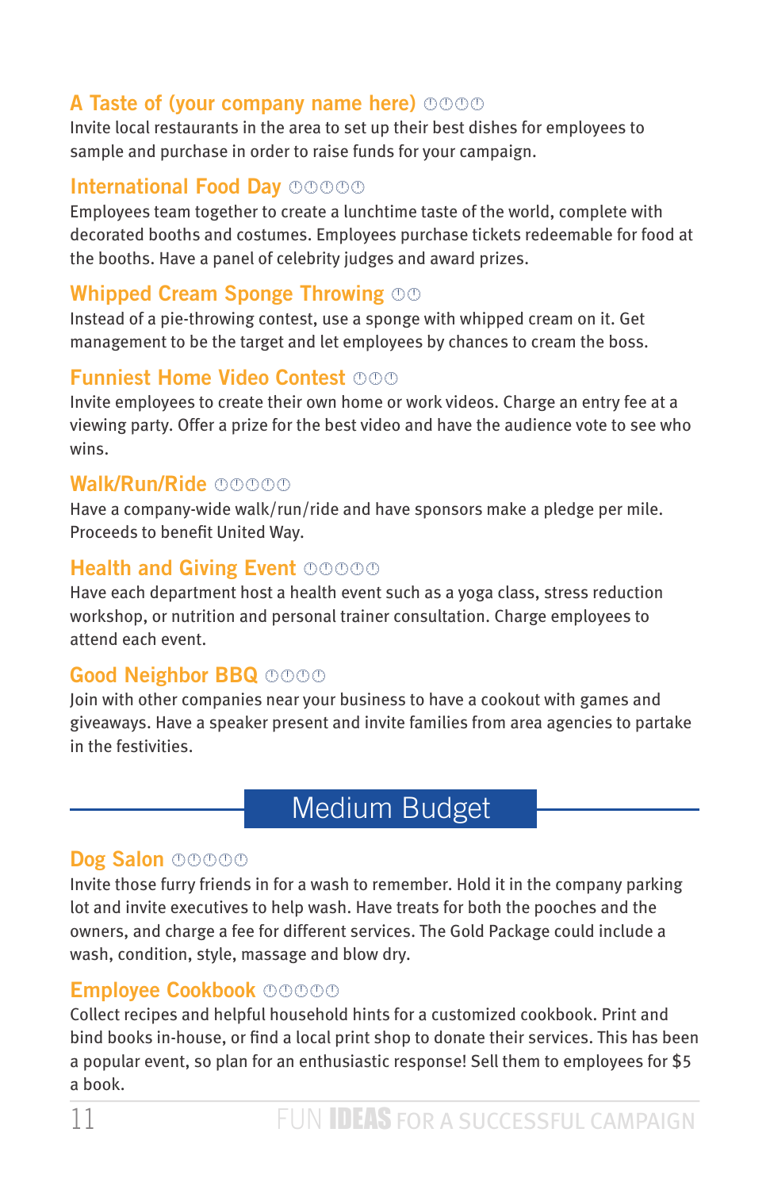### A Taste of (your company name here) ⏱⏱⏱⏱

Invite local restaurants in the area to set up their best dishes for employees to sample and purchase in order to raise funds for your campaign.

### International Food Day ⏱⏱⏱⏱⏱

Employees team together to create a lunchtime taste of the world, complete with decorated booths and costumes. Employees purchase tickets redeemable for food at the booths. Have a panel of celebrity judges and award prizes.

### Whipped Cream Sponge Throwing ⏱⏱

Instead of a pie-throwing contest, use a sponge with whipped cream on it. Get management to be the target and let employees by chances to cream the boss.

### Funniest Home Video Contest ⏱⏱⏱

Invite employees to create their own home or work videos. Charge an entry fee at a viewing party. Offer a prize for the best video and have the audience vote to see who wins.

### Walk/Run/Ride ⏱⏱⏱⏱⏱

Have a company-wide walk/run/ride and have sponsors make a pledge per mile. Proceeds to benefit United Way.

### Health and Giving Event ⏱⏱⏱⏱⏱

Have each department host a health event such as a yoga class, stress reduction workshop, or nutrition and personal trainer consultation. Charge employees to attend each event.

### Good Neighbor BBQ ⏱⏱⏱⏱

Join with other companies near your business to have a cookout with games and giveaways. Have a speaker present and invite families from area agencies to partake in the festivities.

## Medium Budget

### Dog Salon ⏱⏱⏱⏱⏱

Invite those furry friends in for a wash to remember. Hold it in the company parking lot and invite executives to help wash. Have treats for both the pooches and the owners, and charge a fee for different services. The Gold Package could include a wash, condition, style, massage and blow dry.

### Employee Cookbook ⏱⏱⏱⏱⏱

Collect recipes and helpful household hints for a customized cookbook. Print and bind books in-house, or find a local print shop to donate their services. This has been a popular event, so plan for an enthusiastic response! Sell them to employees for $5 a book.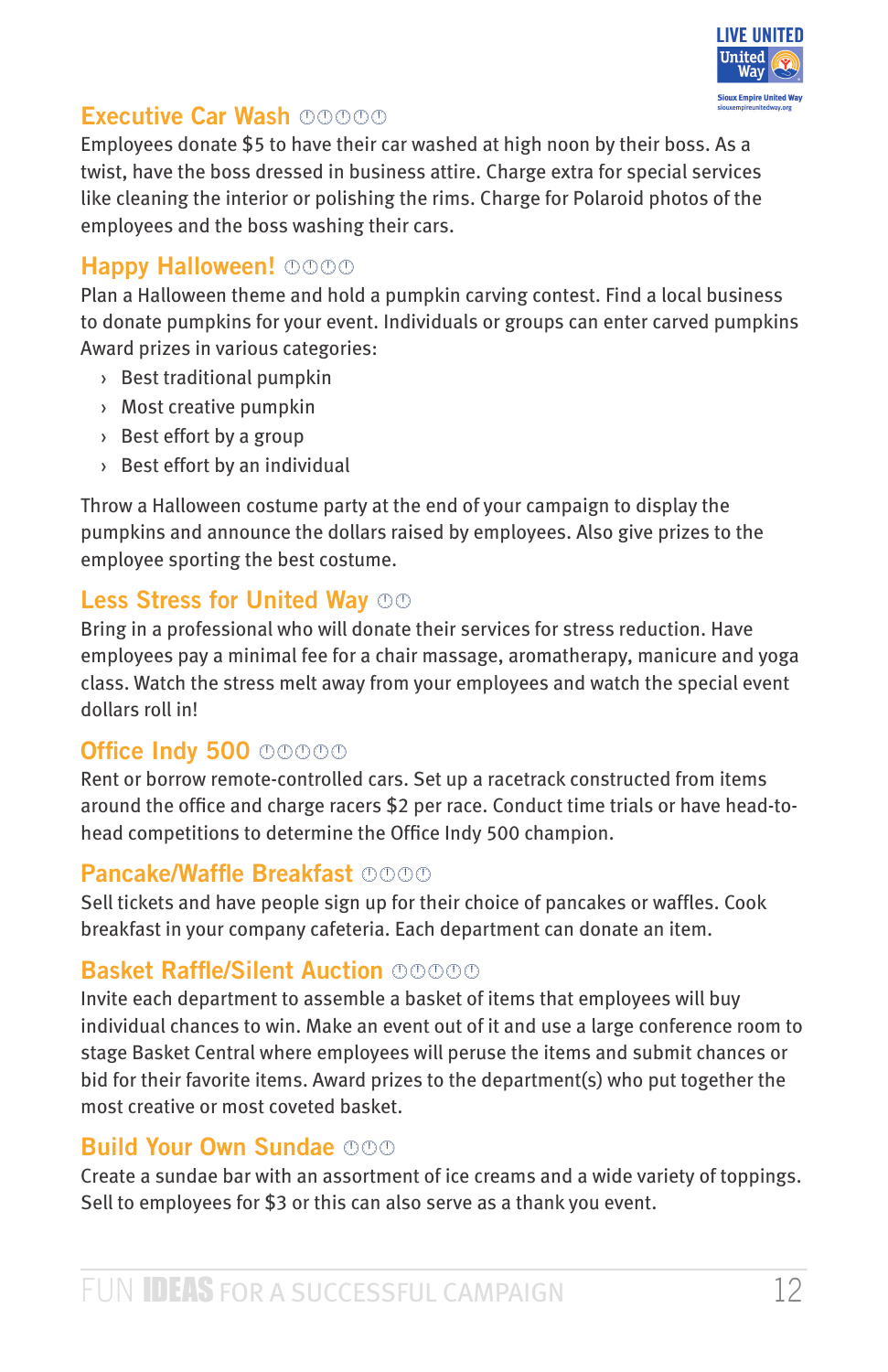## Executive Car Wash ⏱⏱⏱⏱⏱

Employees donate $5 to have their car washed at high noon by their boss. As a twist, have the boss dressed in business attire. Charge extra for special services like cleaning the interior or polishing the rims. Charge for Polaroid photos of the employees and the boss washing their cars.

## Happy Halloween! ⏱⏱⏱⏱

Plan a Halloween theme and hold a pumpkin carving contest. Find a local business to donate pumpkins for your event. Individuals or groups can enter carved pumpkins Award prizes in various categories:

- Best traditional pumpkin
- Most creative pumpkin
- Best effort by a group
- Best effort by an individual

Throw a Halloween costume party at the end of your campaign to display the pumpkins and announce the dollars raised by employees. Also give prizes to the employee sporting the best costume.

## Less Stress for United Way ⏱⏱

Bring in a professional who will donate their services for stress reduction. Have employees pay a minimal fee for a chair massage, aromatherapy, manicure and yoga class. Watch the stress melt away from your employees and watch the special event dollars roll in!

## Office Indy 500 ⏱⏱⏱⏱⏱

Rent or borrow remote-controlled cars. Set up a racetrack constructed from items around the office and charge racers $2 per race. Conduct time trials or have head-to-head competitions to determine the Office Indy 500 champion.

## Pancake/Waffle Breakfast ⏱⏱⏱⏱

Sell tickets and have people sign up for their choice of pancakes or waffles. Cook breakfast in your company cafeteria. Each department can donate an item.

## Basket Raffle/Silent Auction ⏱⏱⏱⏱⏱

Invite each department to assemble a basket of items that employees will buy individual chances to win. Make an event out of it and use a large conference room to stage Basket Central where employees will peruse the items and submit chances or bid for their favorite items. Award prizes to the department(s) who put together the most creative or most coveted basket.

## Build Your Own Sundae ⏱⏱⏱

Create a sundae bar with an assortment of ice creams and a wide variety of toppings. Sell to employees for $3 or this can also serve as a thank you event.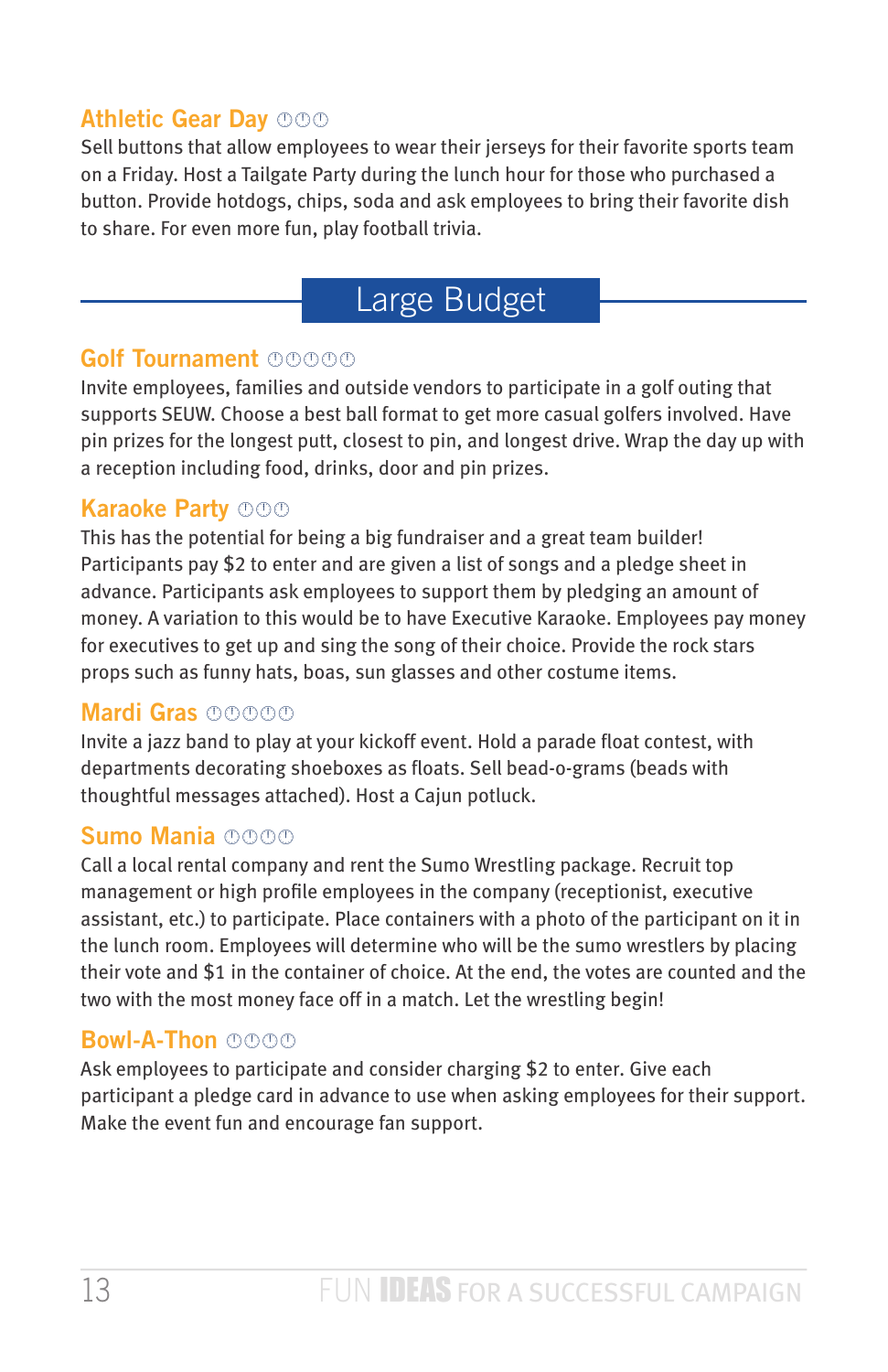### Athletic Gear Day ⏀⏀⏀

Sell buttons that allow employees to wear their jerseys for their favorite sports team on a Friday. Host a Tailgate Party during the lunch hour for those who purchased a button. Provide hotdogs, chips, soda and ask employees to bring their favorite dish to share. For even more fun, play football trivia.

## Large Budget

### Golf Tournament ⏀⏀⏀⏀⏀

Invite employees, families and outside vendors to participate in a golf outing that supports SEUW. Choose a best ball format to get more casual golfers involved. Have pin prizes for the longest putt, closest to pin, and longest drive. Wrap the day up with a reception including food, drinks, door and pin prizes.

### Karaoke Party ⏀⏀⏀

This has the potential for being a big fundraiser and a great team builder! Participants pay $2 to enter and are given a list of songs and a pledge sheet in advance. Participants ask employees to support them by pledging an amount of money. A variation to this would be to have Executive Karaoke. Employees pay money for executives to get up and sing the song of their choice. Provide the rock stars props such as funny hats, boas, sun glasses and other costume items.

### Mardi Gras ⏀⏀⏀⏀⏀

Invite a jazz band to play at your kickoff event. Hold a parade float contest, with departments decorating shoeboxes as floats. Sell bead-o-grams (beads with thoughtful messages attached). Host a Cajun potluck.

### Sumo Mania ⏀⏀⏀⏀

Call a local rental company and rent the Sumo Wrestling package. Recruit top management or high profile employees in the company (receptionist, executive assistant, etc.) to participate. Place containers with a photo of the participant on it in the lunch room. Employees will determine who will be the sumo wrestlers by placing their vote and $1 in the container of choice. At the end, the votes are counted and the two with the most money face off in a match. Let the wrestling begin!

### Bowl-A-Thon ⏀⏀⏀⏀

Ask employees to participate and consider charging $2 to enter. Give each participant a pledge card in advance to use when asking employees for their support. Make the event fun and encourage fan support.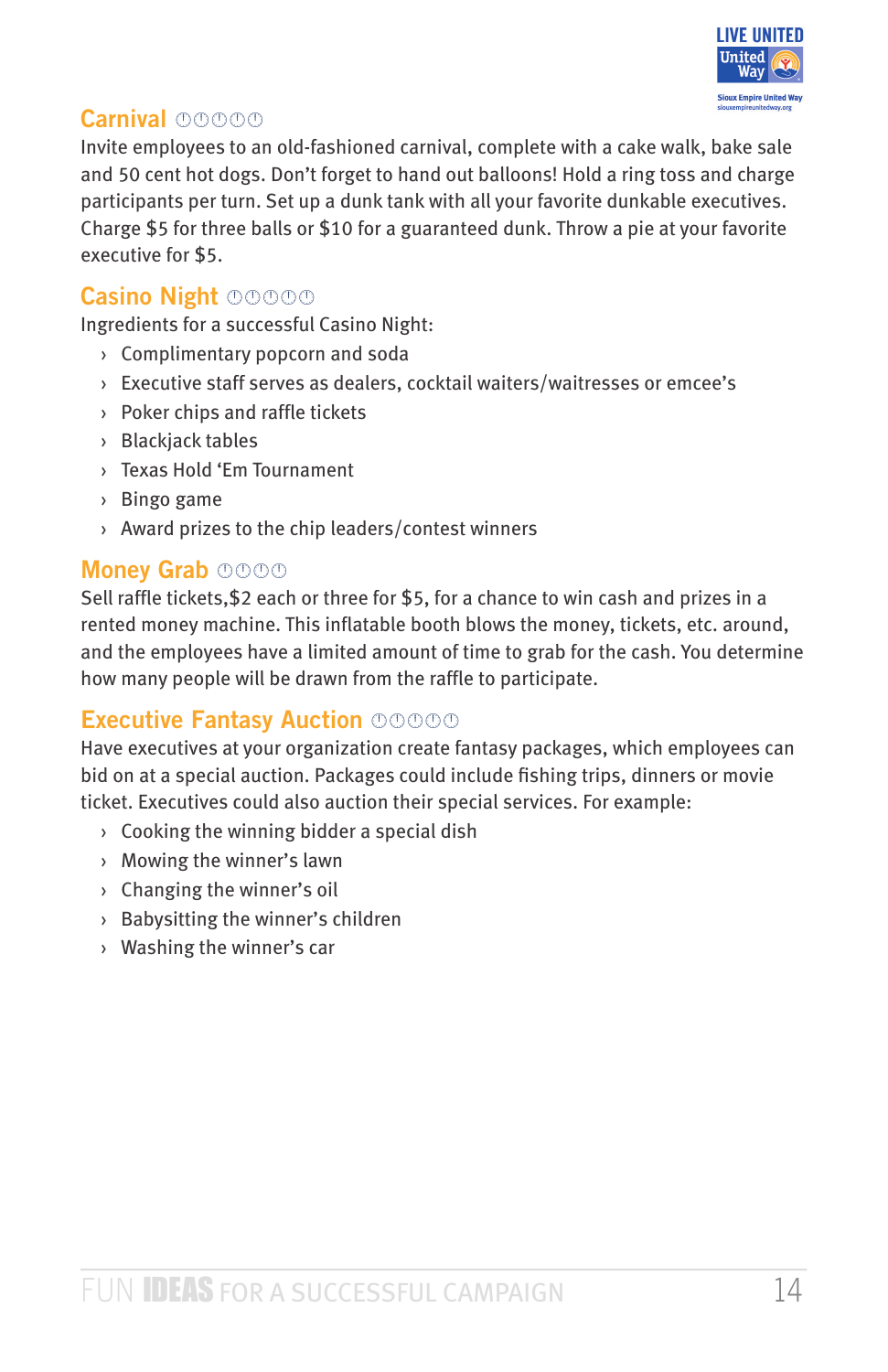## Carnival ⏱⏱⏱⏱⏱

Invite employees to an old-fashioned carnival, complete with a cake walk, bake sale and 50 cent hot dogs. Don't forget to hand out balloons! Hold a ring toss and charge participants per turn. Set up a dunk tank with all your favorite dunkable executives. Charge $5 for three balls or $10 for a guaranteed dunk. Throw a pie at your favorite executive for $5.

## Casino Night ⏱⏱⏱⏱⏱

Ingredients for a successful Casino Night:

- Complimentary popcorn and soda
- Executive staff serves as dealers, cocktail waiters/waitresses or emcee's
- Poker chips and raffle tickets
- Blackjack tables
- Texas Hold 'Em Tournament
- Bingo game
- Award prizes to the chip leaders/contest winners

## Money Grab ⏱⏱⏱⏱

Sell raffle tickets,$2 each or three for $5, for a chance to win cash and prizes in a rented money machine. This inflatable booth blows the money, tickets, etc. around, and the employees have a limited amount of time to grab for the cash. You determine how many people will be drawn from the raffle to participate.

## Executive Fantasy Auction ⏱⏱⏱⏱⏱

Have executives at your organization create fantasy packages, which employees can bid on at a special auction. Packages could include fishing trips, dinners or movie ticket. Executives could also auction their special services. For example:

- Cooking the winning bidder a special dish
- Mowing the winner's lawn
- Changing the winner's oil
- Babysitting the winner's children
- Washing the winner's car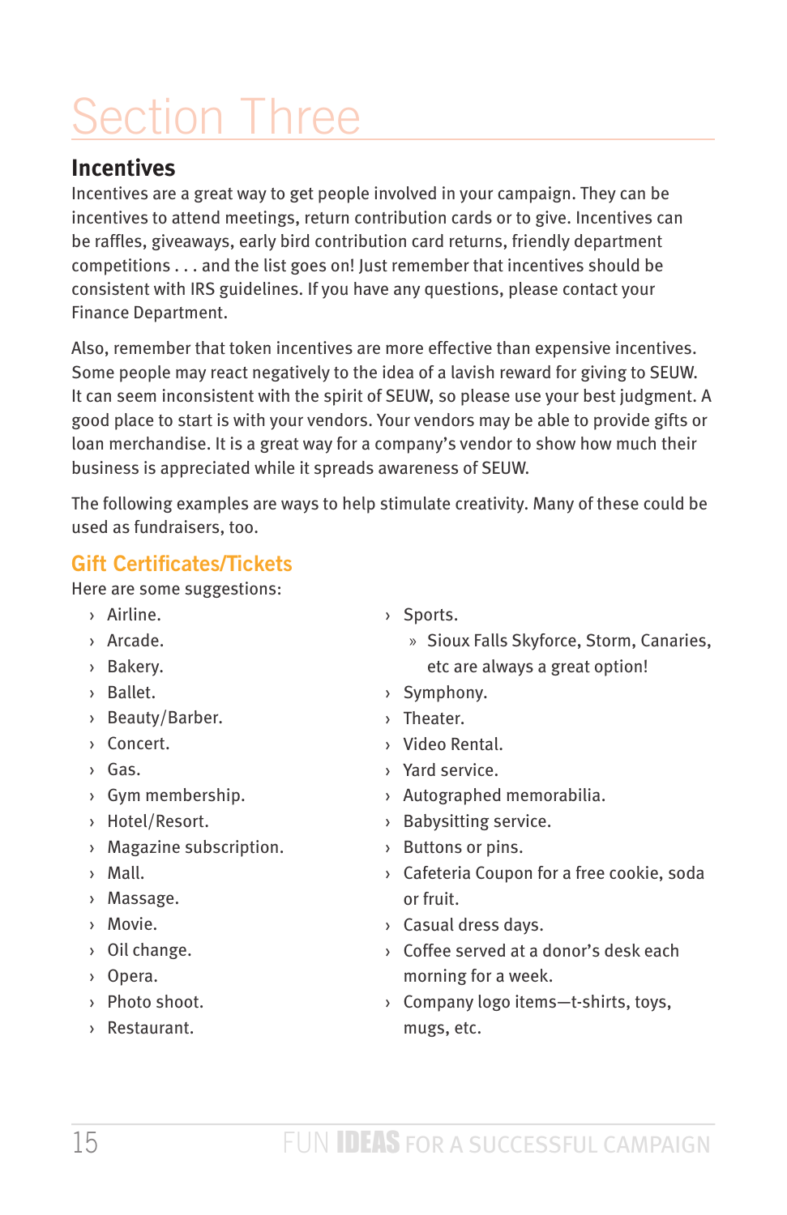# Section Three

## Incentives

Incentives are a great way to get people involved in your campaign. They can be incentives to attend meetings, return contribution cards or to give. Incentives can be raffles, giveaways, early bird contribution card returns, friendly department competitions . . . and the list goes on! Just remember that incentives should be consistent with IRS guidelines. If you have any questions, please contact your Finance Department.

Also, remember that token incentives are more effective than expensive incentives. Some people may react negatively to the idea of a lavish reward for giving to SEUW. It can seem inconsistent with the spirit of SEUW, so please use your best judgment. A good place to start is with your vendors. Your vendors may be able to provide gifts or loan merchandise. It is a great way for a company's vendor to show how much their business is appreciated while it spreads awareness of SEUW.

The following examples are ways to help stimulate creativity. Many of these could be used as fundraisers, too.

### Gift Certificates/Tickets

Here are some suggestions:

- Airline.
- Arcade.
- Bakery.
- Ballet.
- Beauty/Barber.
- Concert.
- Gas.
- Gym membership.
- Hotel/Resort.
- Magazine subscription.
- Mall.
- Massage.
- Movie.
- Oil change.
- Opera.
- Photo shoot.
- Restaurant.
- Sports.
  - Sioux Falls Skyforce, Storm, Canaries, etc are always a great option!
- Symphony.
- Theater.
- Video Rental.
- Yard service.
- Autographed memorabilia.
- Babysitting service.
- Buttons or pins.
- Cafeteria Coupon for a free cookie, soda or fruit.
- Casual dress days.
- Coffee served at a donor's desk each morning for a week.
- Company logo items—t-shirts, toys, mugs, etc.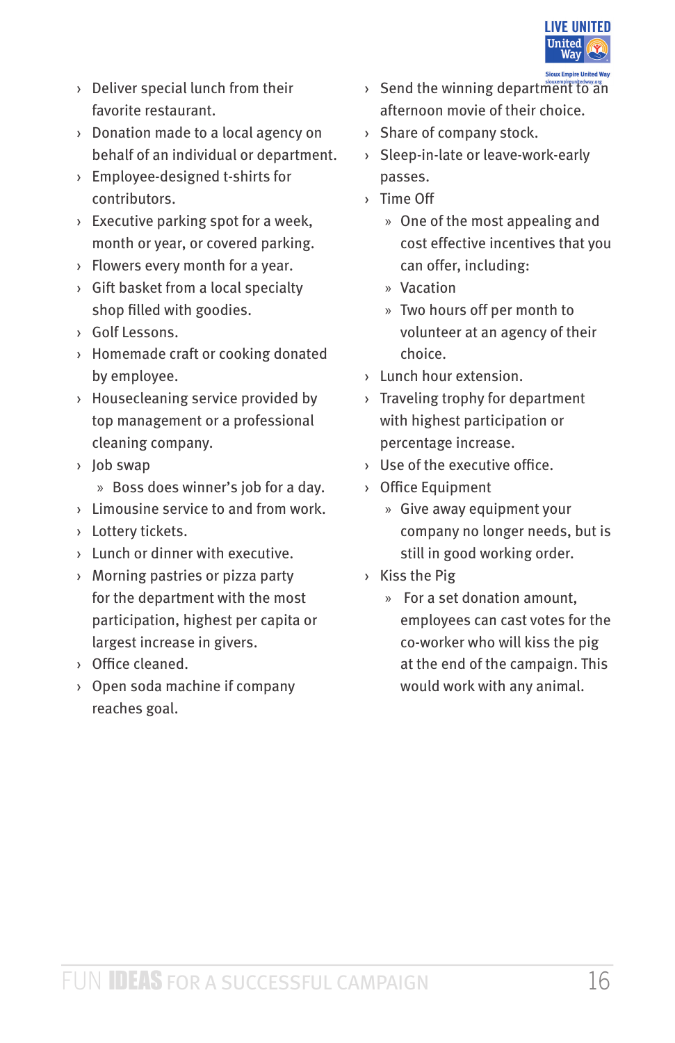- Deliver special lunch from their favorite restaurant.
- Donation made to a local agency on behalf of an individual or department.
- Employee-designed t-shirts for contributors.
- Executive parking spot for a week, month or year, or covered parking.
- Flowers every month for a year.
- Gift basket from a local specialty shop filled with goodies.
- Golf Lessons.
- Homemade craft or cooking donated by employee.
- Housecleaning service provided by top management or a professional cleaning company.
- Job swap
  - Boss does winner's job for a day.
- Limousine service to and from work.
- Lottery tickets.
- Lunch or dinner with executive.
- Morning pastries or pizza party for the department with the most participation, highest per capita or largest increase in givers.
- Office cleaned.
- Open soda machine if company reaches goal.
- Send the winning department to an afternoon movie of their choice.
- Share of company stock.
- Sleep-in-late or leave-work-early passes.
- Time Off
  - One of the most appealing and cost effective incentives that you can offer, including:
  - Vacation
  - Two hours off per month to volunteer at an agency of their choice.
- Lunch hour extension.
- Traveling trophy for department with highest participation or percentage increase.
- Use of the executive office.
- Office Equipment
  - Give away equipment your company no longer needs, but is still in good working order.
- Kiss the Pig
  - For a set donation amount, employees can cast votes for the co-worker who will kiss the pig at the end of the campaign. This would work with any animal.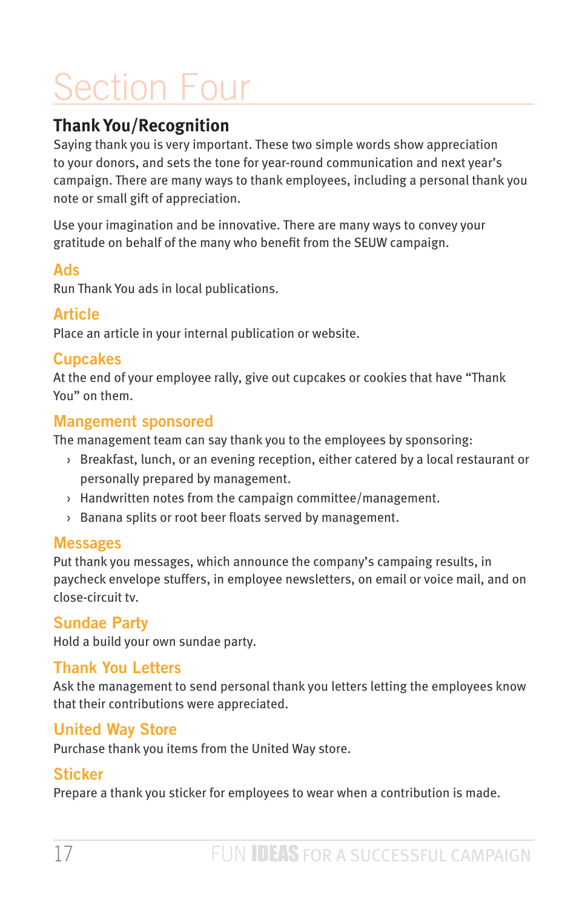# Section Four

## Thank You/Recognition

Saying thank you is very important. These two simple words show appreciation to your donors, and sets the tone for year-round communication and next year's campaign. There are many ways to thank employees, including a personal thank you note or small gift of appreciation.

Use your imagination and be innovative. There are many ways to convey your gratitude on behalf of the many who benefit from the SEUW campaign.

### Ads

Run Thank You ads in local publications.

### Article

Place an article in your internal publication or website.

### Cupcakes

At the end of your employee rally, give out cupcakes or cookies that have "Thank You" on them.

### Mangement sponsored

The management team can say thank you to the employees by sponsoring:

- Breakfast, lunch, or an evening reception, either catered by a local restaurant or personally prepared by management.
- Handwritten notes from the campaign committee/management.
- Banana splits or root beer floats served by management.

### Messages

Put thank you messages, which announce the company's campaing results, in paycheck envelope stuffers, in employee newsletters, on email or voice mail, and on close-circuit tv.

### Sundae Party

Hold a build your own sundae party.

### Thank You Letters

Ask the management to send personal thank you letters letting the employees know that their contributions were appreciated.

### United Way Store

Purchase thank you items from the United Way store.

### Sticker

Prepare a thank you sticker for employees to wear when a contribution is made.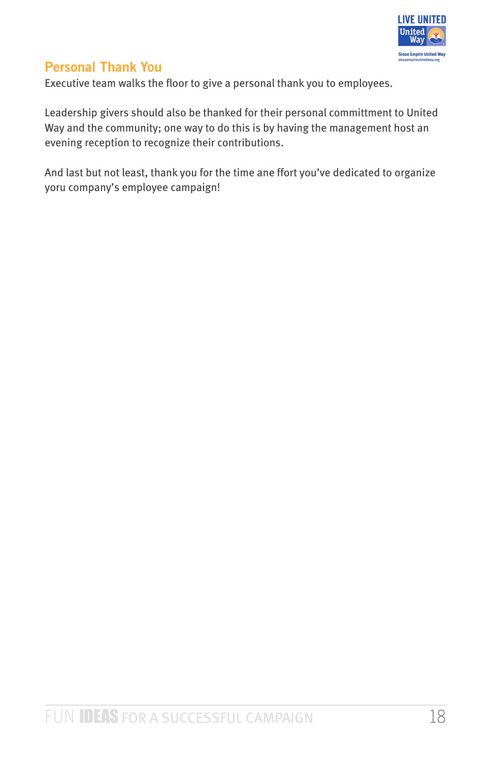## Personal Thank You

Executive team walks the floor to give a personal thank you to employees.

Leadership givers should also be thanked for their personal committment to United Way and the community; one way to do this is by having the management host an evening reception to recognize their contributions.

And last but not least, thank you for the time ane ffort you've dedicated to organize yoru company's employee campaign!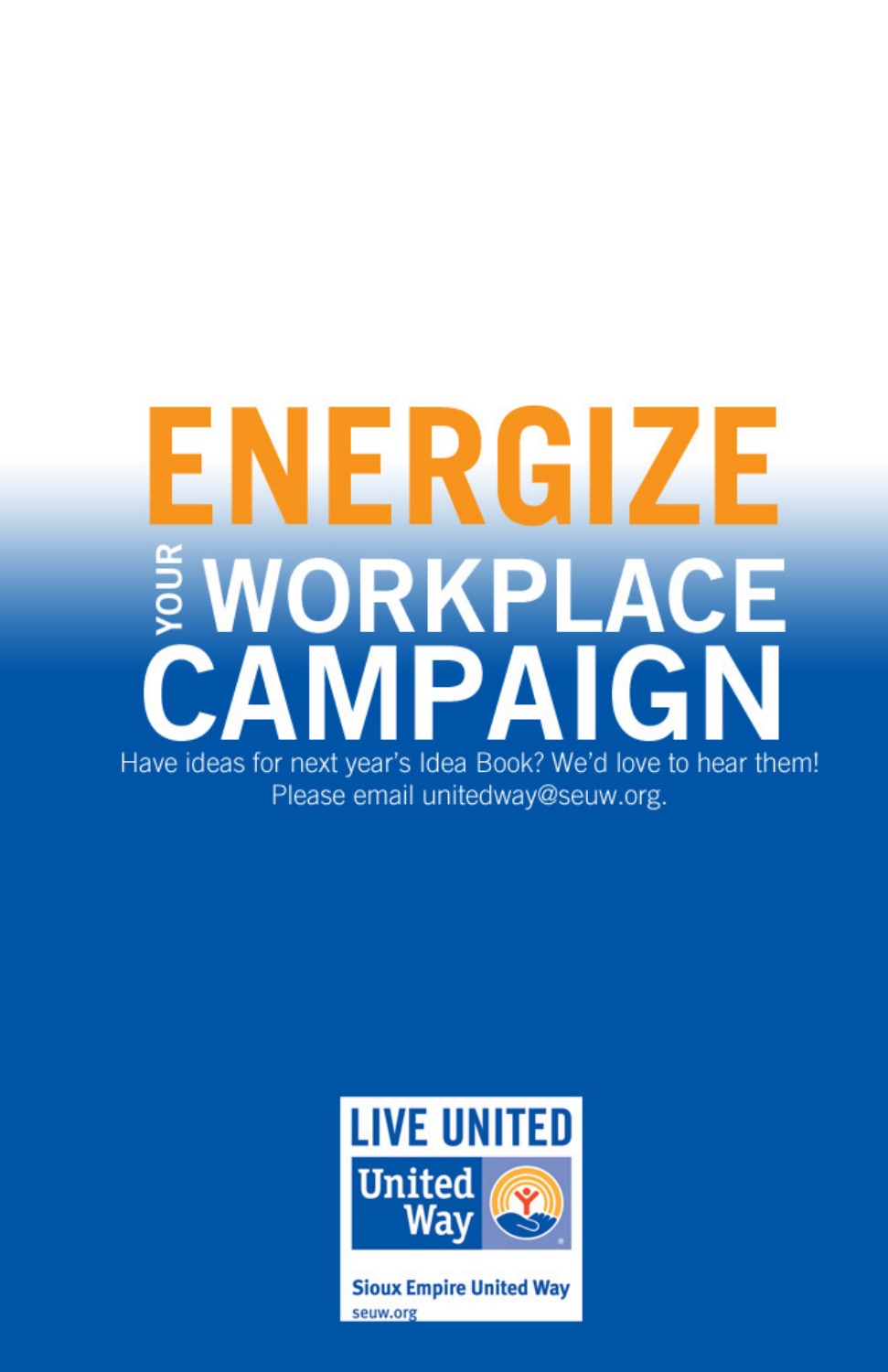# ENERGIZE YOUR WORKPLACE CAMPAIGN

Have ideas for next year's Idea Book? We'd love to hear them!
Please email unitedway@seuw.org.

LIVE UNITED

United Way

Sioux Empire United Way

seuw.org